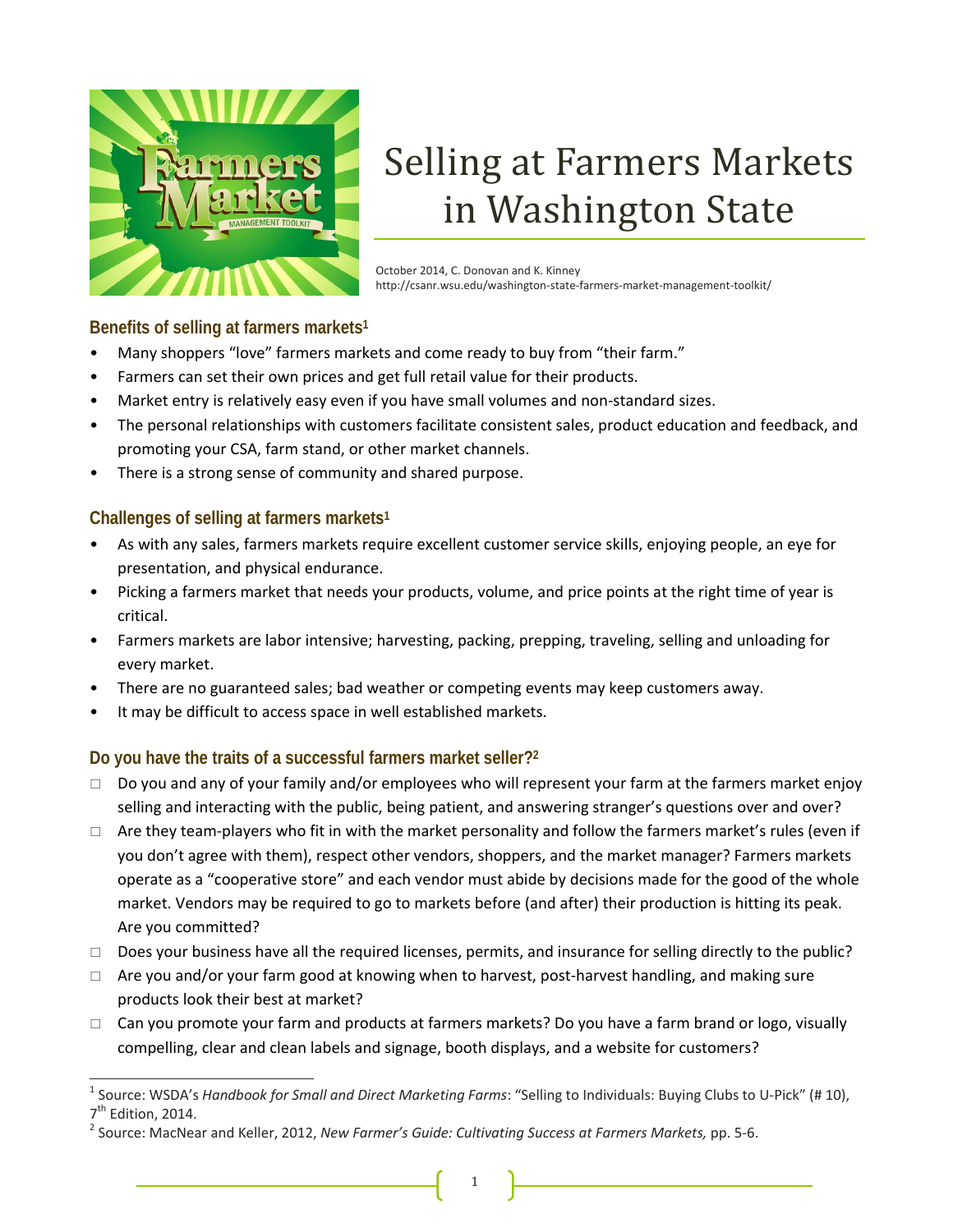# Selling at Farmers Markets in Washington State

October 2014, C. Donovan and K. Kinney
http://csanr.wsu.edu/washington-state-farmers-market-management-toolkit/

## Benefits of selling at farmers markets[1]

- Many shoppers "love" farmers markets and come ready to buy from "their farm."
- Farmers can set their own prices and get full retail value for their products.
- Market entry is relatively easy even if you have small volumes and non-standard sizes.
- The personal relationships with customers facilitate consistent sales, product education and feedback, and promoting your CSA, farm stand, or other market channels.
- There is a strong sense of community and shared purpose.

## Challenges of selling at farmers markets[1]

- As with any sales, farmers markets require excellent customer service skills, enjoying people, an eye for presentation, and physical endurance.
- Picking a farmers market that needs your products, volume, and price points at the right time of year is critical.
- Farmers markets are labor intensive; harvesting, packing, prepping, traveling, selling and unloading for every market.
- There are no guaranteed sales; bad weather or competing events may keep customers away.
- It may be difficult to access space in well established markets.

## Do you have the traits of a successful farmers market seller?[2]

- ☐ Do you and any of your family and/or employees who will represent your farm at the farmers market enjoy selling and interacting with the public, being patient, and answering stranger's questions over and over?
- ☐ Are they team-players who fit in with the market personality and follow the farmers market's rules (even if you don't agree with them), respect other vendors, shoppers, and the market manager? Farmers markets operate as a "cooperative store" and each vendor must abide by decisions made for the good of the whole market. Vendors may be required to go to markets before (and after) their production is hitting its peak. Are you committed?
- ☐ Does your business have all the required licenses, permits, and insurance for selling directly to the public?
- ☐ Are you and/or your farm good at knowing when to harvest, post-harvest handling, and making sure products look their best at market?
- ☐ Can you promote your farm and products at farmers markets? Do you have a farm brand or logo, visually compelling, clear and clean labels and signage, booth displays, and a website for customers?

---

[1] Source: WSDA's *Handbook for Small and Direct Marketing Farms*: "Selling to Individuals: Buying Clubs to U-Pick" (# 10), 7th Edition, 2014.

[2] Source: MacNear and Keller, 2012, *New Farmer's Guide: Cultivating Success at Farmers Markets,* pp. 5-6.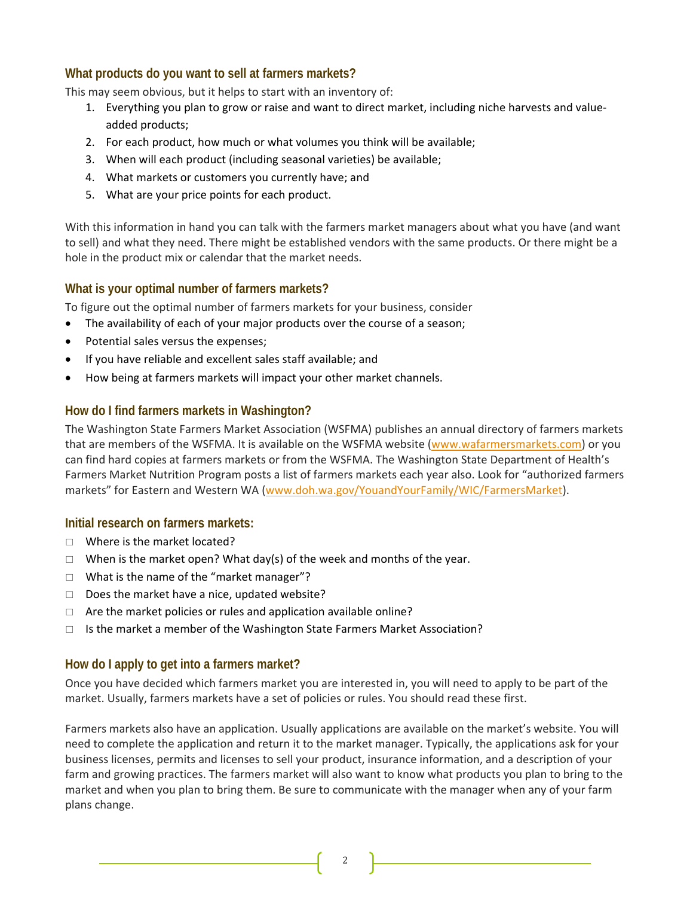## What products do you want to sell at farmers markets?

This may seem obvious, but it helps to start with an inventory of:

1. Everything you plan to grow or raise and want to direct market, including niche harvests and value-added products;
2. For each product, how much or what volumes you think will be available;
3. When will each product (including seasonal varieties) be available;
4. What markets or customers you currently have; and
5. What are your price points for each product.

With this information in hand you can talk with the farmers market managers about what you have (and want to sell) and what they need. There might be established vendors with the same products. Or there might be a hole in the product mix or calendar that the market needs.

## What is your optimal number of farmers markets?

To figure out the optimal number of farmers markets for your business, consider

- The availability of each of your major products over the course of a season;
- Potential sales versus the expenses;
- If you have reliable and excellent sales staff available; and
- How being at farmers markets will impact your other market channels.

## How do I find farmers markets in Washington?

The Washington State Farmers Market Association (WSFMA) publishes an annual directory of farmers markets that are members of the WSFMA. It is available on the WSFMA website (www.wafarmersmarkets.com) or you can find hard copies at farmers markets or from the WSFMA. The Washington State Department of Health's Farmers Market Nutrition Program posts a list of farmers markets each year also. Look for "authorized farmers markets" for Eastern and Western WA (www.doh.wa.gov/YouandYourFamily/WIC/FarmersMarket).

## Initial research on farmers markets:

- [ ] Where is the market located?
- [ ] When is the market open? What day(s) of the week and months of the year.
- [ ] What is the name of the "market manager"?
- [ ] Does the market have a nice, updated website?
- [ ] Are the market policies or rules and application available online?
- [ ] Is the market a member of the Washington State Farmers Market Association?

## How do I apply to get into a farmers market?

Once you have decided which farmers market you are interested in, you will need to apply to be part of the market. Usually, farmers markets have a set of policies or rules. You should read these first.

Farmers markets also have an application. Usually applications are available on the market's website. You will need to complete the application and return it to the market manager. Typically, the applications ask for your business licenses, permits and licenses to sell your product, insurance information, and a description of your farm and growing practices. The farmers market will also want to know what products you plan to bring to the market and when you plan to bring them. Be sure to communicate with the manager when any of your farm plans change.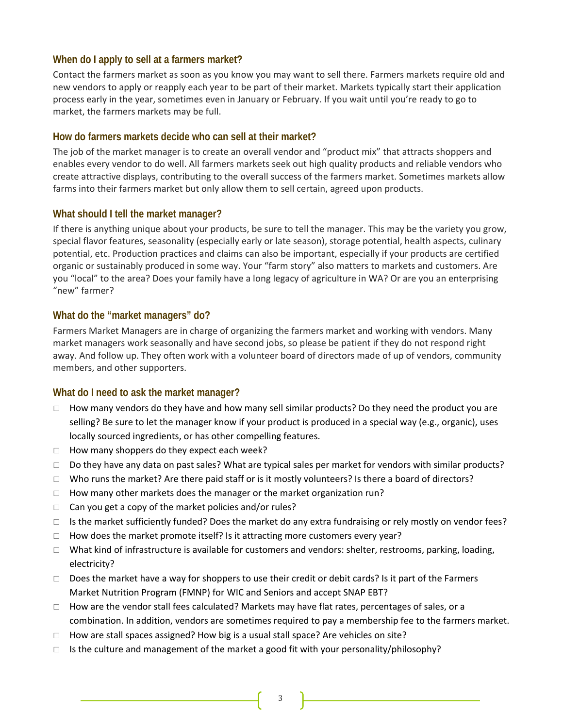### When do I apply to sell at a farmers market?

Contact the farmers market as soon as you know you may want to sell there. Farmers markets require old and new vendors to apply or reapply each year to be part of their market. Markets typically start their application process early in the year, sometimes even in January or February. If you wait until you're ready to go to market, the farmers markets may be full.

### How do farmers markets decide who can sell at their market?

The job of the market manager is to create an overall vendor and "product mix" that attracts shoppers and enables every vendor to do well. All farmers markets seek out high quality products and reliable vendors who create attractive displays, contributing to the overall success of the farmers market. Sometimes markets allow farms into their farmers market but only allow them to sell certain, agreed upon products.

### What should I tell the market manager?

If there is anything unique about your products, be sure to tell the manager. This may be the variety you grow, special flavor features, seasonality (especially early or late season), storage potential, health aspects, culinary potential, etc. Production practices and claims can also be important, especially if your products are certified organic or sustainably produced in some way. Your "farm story" also matters to markets and customers. Are you "local" to the area? Does your family have a long legacy of agriculture in WA? Or are you an enterprising "new" farmer?

### What do the "market managers" do?

Farmers Market Managers are in charge of organizing the farmers market and working with vendors. Many market managers work seasonally and have second jobs, so please be patient if they do not respond right away. And follow up. They often work with a volunteer board of directors made of up of vendors, community members, and other supporters.

### What do I need to ask the market manager?

- ☐ How many vendors do they have and how many sell similar products? Do they need the product you are selling? Be sure to let the manager know if your product is produced in a special way (e.g., organic), uses locally sourced ingredients, or has other compelling features.
- ☐ How many shoppers do they expect each week?
- ☐ Do they have any data on past sales? What are typical sales per market for vendors with similar products?
- ☐ Who runs the market? Are there paid staff or is it mostly volunteers? Is there a board of directors?
- ☐ How many other markets does the manager or the market organization run?
- ☐ Can you get a copy of the market policies and/or rules?
- ☐ Is the market sufficiently funded? Does the market do any extra fundraising or rely mostly on vendor fees?
- ☐ How does the market promote itself? Is it attracting more customers every year?
- ☐ What kind of infrastructure is available for customers and vendors: shelter, restrooms, parking, loading, electricity?
- ☐ Does the market have a way for shoppers to use their credit or debit cards? Is it part of the Farmers Market Nutrition Program (FMNP) for WIC and Seniors and accept SNAP EBT?
- ☐ How are the vendor stall fees calculated? Markets may have flat rates, percentages of sales, or a combination. In addition, vendors are sometimes required to pay a membership fee to the farmers market.
- ☐ How are stall spaces assigned? How big is a usual stall space? Are vehicles on site?
- ☐ Is the culture and management of the market a good fit with your personality/philosophy?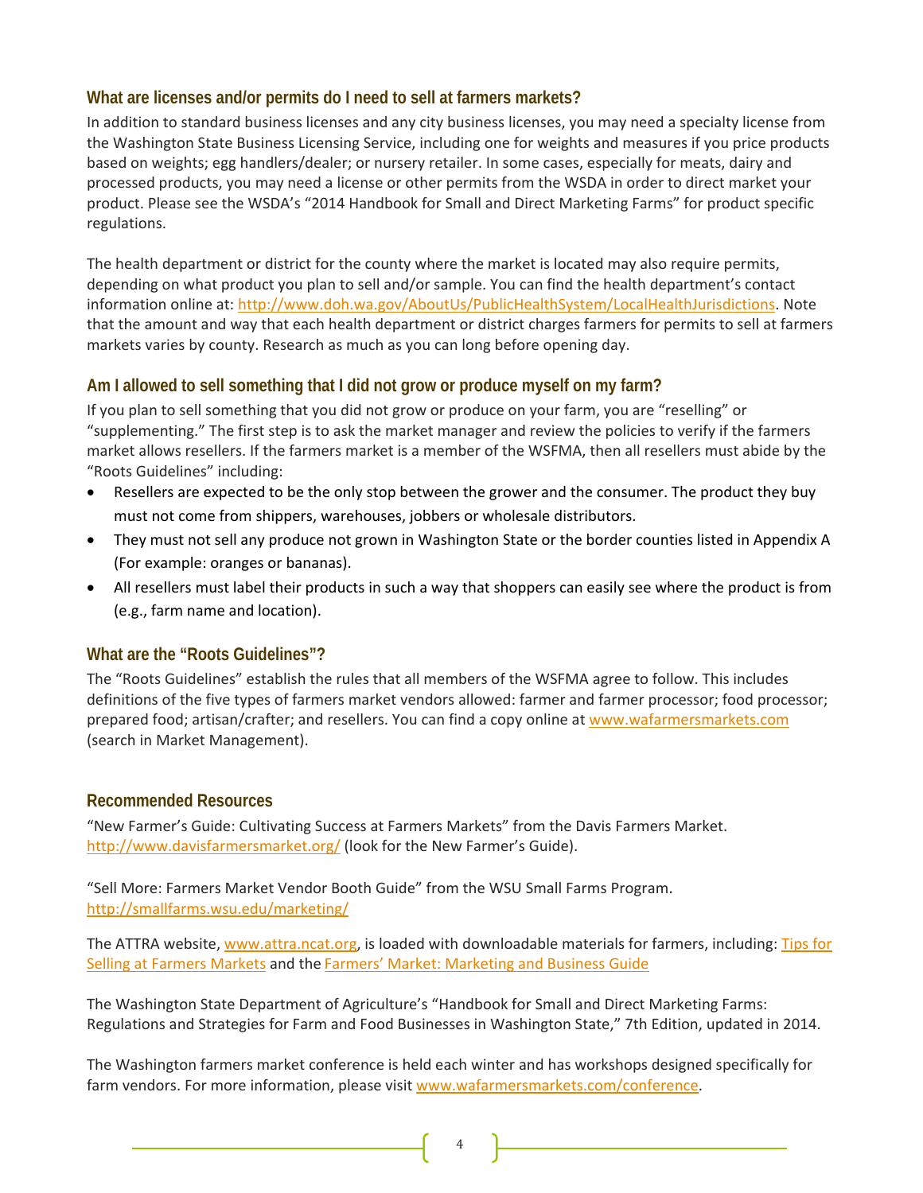### What are licenses and/or permits do I need to sell at farmers markets?

In addition to standard business licenses and any city business licenses, you may need a specialty license from the Washington State Business Licensing Service, including one for weights and measures if you price products based on weights; egg handlers/dealer; or nursery retailer. In some cases, especially for meats, dairy and processed products, you may need a license or other permits from the WSDA in order to direct market your product. Please see the WSDA's "2014 Handbook for Small and Direct Marketing Farms" for product specific regulations.

The health department or district for the county where the market is located may also require permits, depending on what product you plan to sell and/or sample. You can find the health department's contact information online at: http://www.doh.wa.gov/AboutUs/PublicHealthSystem/LocalHealthJurisdictions. Note that the amount and way that each health department or district charges farmers for permits to sell at farmers markets varies by county. Research as much as you can long before opening day.

### Am I allowed to sell something that I did not grow or produce myself on my farm?

If you plan to sell something that you did not grow or produce on your farm, you are "reselling" or "supplementing." The first step is to ask the market manager and review the policies to verify if the farmers market allows resellers. If the farmers market is a member of the WSFMA, then all resellers must abide by the "Roots Guidelines" including:

- Resellers are expected to be the only stop between the grower and the consumer. The product they buy must not come from shippers, warehouses, jobbers or wholesale distributors.
- They must not sell any produce not grown in Washington State or the border counties listed in Appendix A (For example: oranges or bananas).
- All resellers must label their products in such a way that shoppers can easily see where the product is from (e.g., farm name and location).

### What are the "Roots Guidelines"?

The "Roots Guidelines" establish the rules that all members of the WSFMA agree to follow. This includes definitions of the five types of farmers market vendors allowed: farmer and farmer processor; food processor; prepared food; artisan/crafter; and resellers. You can find a copy online at www.wafarmersmarkets.com (search in Market Management).

### Recommended Resources

"New Farmer's Guide: Cultivating Success at Farmers Markets" from the Davis Farmers Market. http://www.davisfarmersmarket.org/ (look for the New Farmer's Guide).

"Sell More: Farmers Market Vendor Booth Guide" from the WSU Small Farms Program. http://smallfarms.wsu.edu/marketing/

The ATTRA website, www.attra.ncat.org, is loaded with downloadable materials for farmers, including: Tips for Selling at Farmers Markets and the Farmers' Market: Marketing and Business Guide

The Washington State Department of Agriculture's "Handbook for Small and Direct Marketing Farms: Regulations and Strategies for Farm and Food Businesses in Washington State," 7th Edition, updated in 2014.

The Washington farmers market conference is held each winter and has workshops designed specifically for farm vendors. For more information, please visit www.wafarmersmarkets.com/conference.